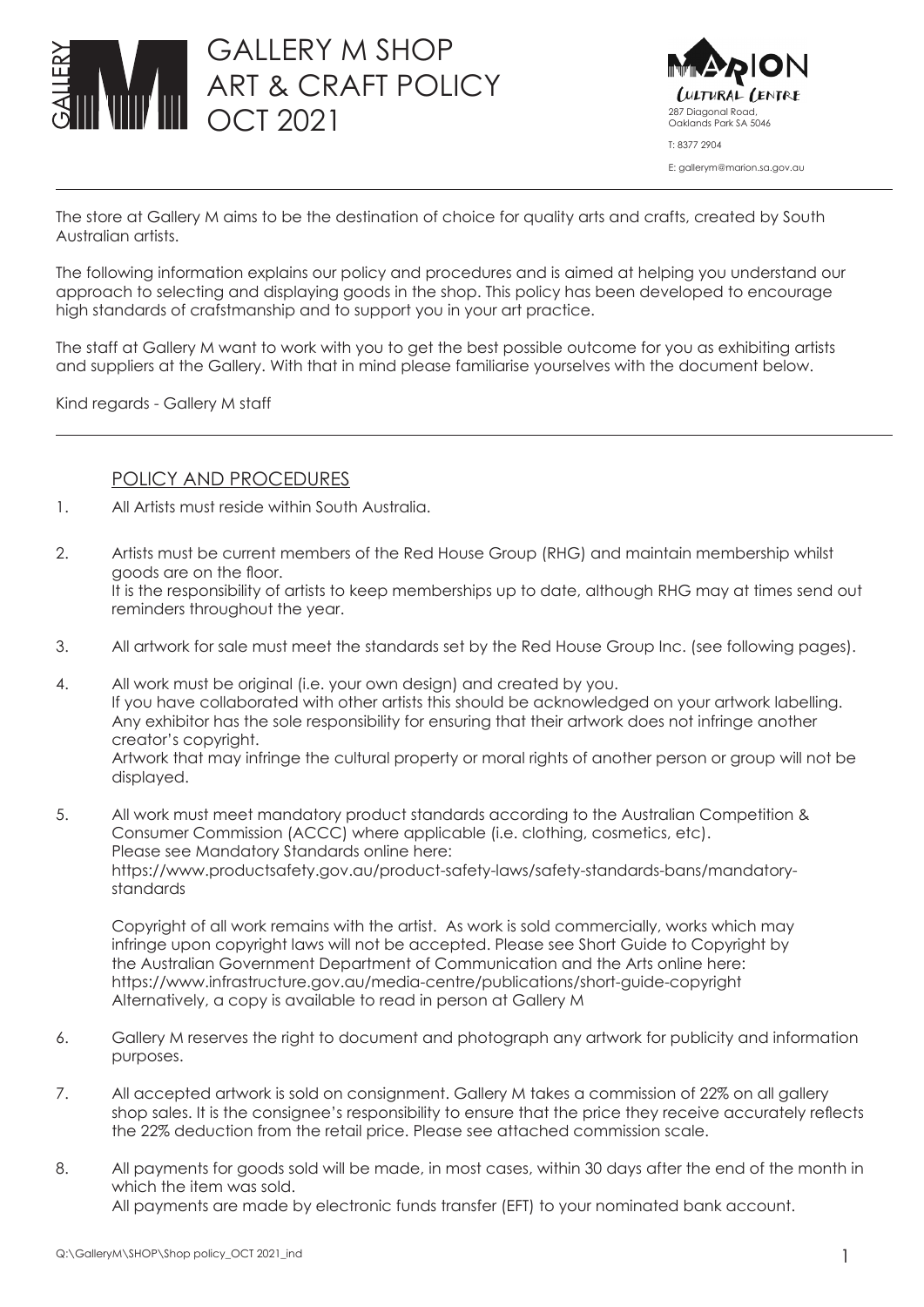# GALLERY M SHOP ART & CRAFT POLICY OCT 2021

Marion Cultural Centre
287 Diagonal Road,
Oaklands Park SA 5046

T: 8377 2904

E: gallerym@marion.sa.gov.au

---

The store at Gallery M aims to be the destination of choice for quality arts and crafts, created by South Australian artists.

The following information explains our policy and procedures and is aimed at helping you understand our approach to selecting and displaying goods in the shop. This policy has been developed to encourage high standards of craftsmanship and to support you in your art practice.

The staff at Gallery M want to work with you to get the best possible outcome for you as exhibiting artists and suppliers at the Gallery. With that in mind please familiarise yourselves with the document below.

Kind regards - Gallery M staff

---

## POLICY AND PROCEDURES

1. All Artists must reside within South Australia.

2. Artists must be current members of the Red House Group (RHG) and maintain membership whilst goods are on the floor.
   It is the responsibility of artists to keep memberships up to date, although RHG may at times send out reminders throughout the year.

3. All artwork for sale must meet the standards set by the Red House Group Inc. (see following pages).

4. All work must be original (i.e. your own design) and created by you.
   If you have collaborated with other artists this should be acknowledged on your artwork labelling.
   Any exhibitor has the sole responsibility for ensuring that their artwork does not infringe another creator's copyright.
   Artwork that may infringe the cultural property or moral rights of another person or group will not be displayed.

5. All work must meet mandatory product standards according to the Australian Competition & Consumer Commission (ACCC) where applicable (i.e. clothing, cosmetics, etc).
   Please see Mandatory Standards online here:
   https://www.productsafety.gov.au/product-safety-laws/safety-standards-bans/mandatory-standards

   Copyright of all work remains with the artist. As work is sold commercially, works which may infringe upon copyright laws will not be accepted. Please see Short Guide to Copyright by the Australian Government Department of Communication and the Arts online here:
   https://www.infrastructure.gov.au/media-centre/publications/short-guide-copyright
   Alternatively, a copy is available to read in person at Gallery M

6. Gallery M reserves the right to document and photograph any artwork for publicity and information purposes.

7. All accepted artwork is sold on consignment. Gallery M takes a commission of 22% on all gallery shop sales. It is the consignee's responsibility to ensure that the price they receive accurately reflects the 22% deduction from the retail price. Please see attached commission scale.

8. All payments for goods sold will be made, in most cases, within 30 days after the end of the month in which the item was sold.
   All payments are made by electronic funds transfer (EFT) to your nominated bank account.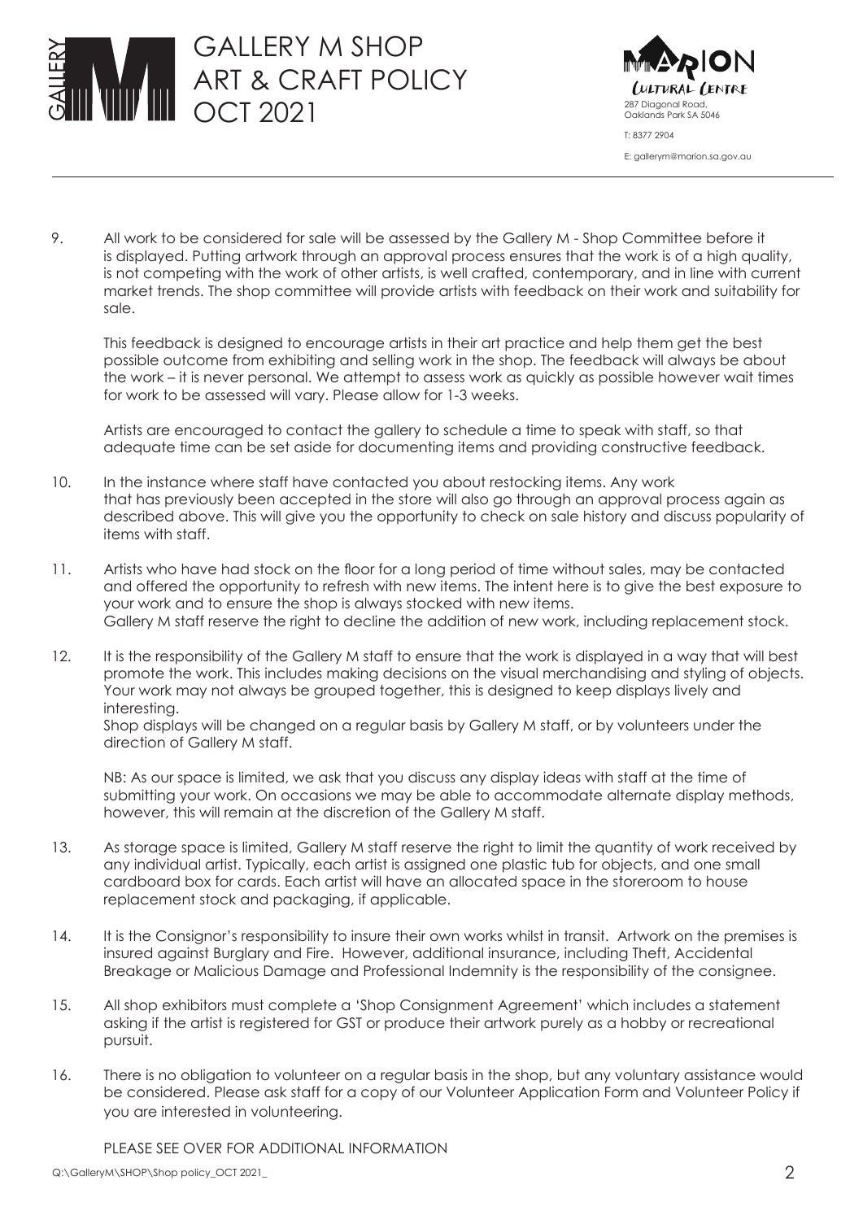9. All work to be considered for sale will be assessed by the Gallery M - Shop Committee before it is displayed. Putting artwork through an approval process ensures that the work is of a high quality, is not competing with the work of other artists, is well crafted, contemporary, and in line with current market trends. The shop committee will provide artists with feedback on their work and suitability for sale.

   This feedback is designed to encourage artists in their art practice and help them get the best possible outcome from exhibiting and selling work in the shop. The feedback will always be about the work – it is never personal. We attempt to assess work as quickly as possible however wait times for work to be assessed will vary. Please allow for 1-3 weeks.

   Artists are encouraged to contact the gallery to schedule a time to speak with staff, so that adequate time can be set aside for documenting items and providing constructive feedback.

10. In the instance where staff have contacted you about restocking items. Any work that has previously been accepted in the store will also go through an approval process again as described above. This will give you the opportunity to check on sale history and discuss popularity of items with staff.

11. Artists who have had stock on the floor for a long period of time without sales, may be contacted and offered the opportunity to refresh with new items. The intent here is to give the best exposure to your work and to ensure the shop is always stocked with new items.
    Gallery M staff reserve the right to decline the addition of new work, including replacement stock.

12. It is the responsibility of the Gallery M staff to ensure that the work is displayed in a way that will best promote the work. This includes making decisions on the visual merchandising and styling of objects. Your work may not always be grouped together, this is designed to keep displays lively and interesting.
    Shop displays will be changed on a regular basis by Gallery M staff, or by volunteers under the direction of Gallery M staff.

    NB: As our space is limited, we ask that you discuss any display ideas with staff at the time of submitting your work. On occasions we may be able to accommodate alternate display methods, however, this will remain at the discretion of the Gallery M staff.

13. As storage space is limited, Gallery M staff reserve the right to limit the quantity of work received by any individual artist. Typically, each artist is assigned one plastic tub for objects, and one small cardboard box for cards. Each artist will have an allocated space in the storeroom to house replacement stock and packaging, if applicable.

14. It is the Consignor's responsibility to insure their own works whilst in transit. Artwork on the premises is insured against Burglary and Fire. However, additional insurance, including Theft, Accidental Breakage or Malicious Damage and Professional Indemnity is the responsibility of the consignee.

15. All shop exhibitors must complete a 'Shop Consignment Agreement' which includes a statement asking if the artist is registered for GST or produce their artwork purely as a hobby or recreational pursuit.

16. There is no obligation to volunteer on a regular basis in the shop, but any voluntary assistance would be considered. Please ask staff for a copy of our Volunteer Application Form and Volunteer Policy if you are interested in volunteering.

PLEASE SEE OVER FOR ADDITIONAL INFORMATION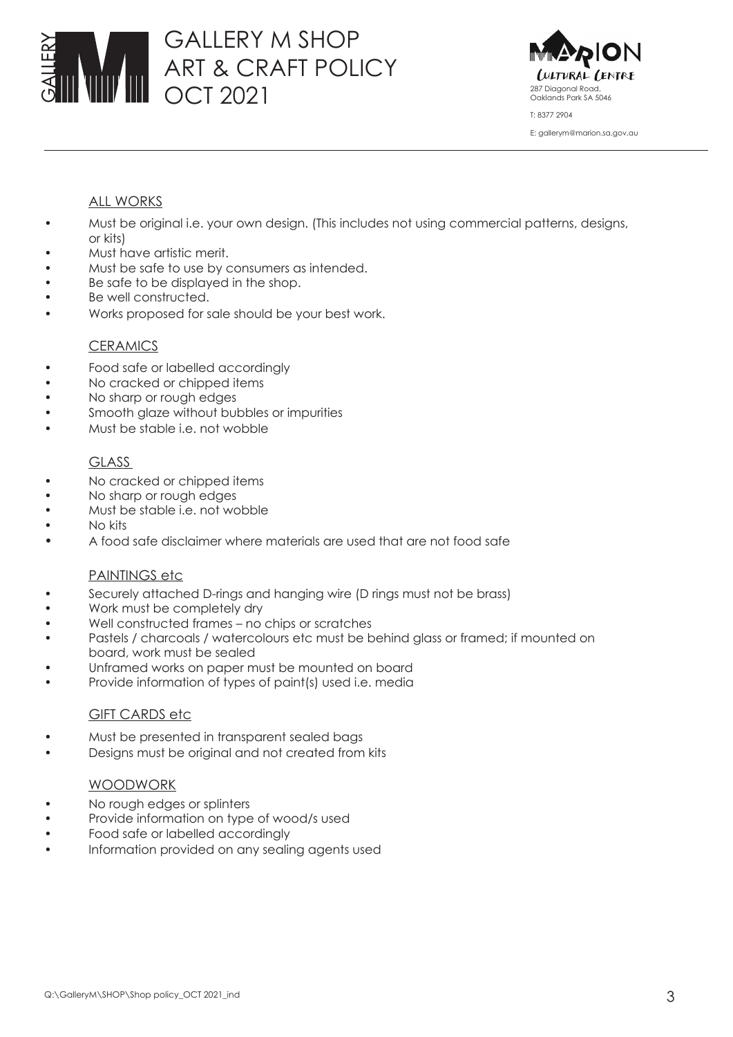# GALLERY M SHOP ART & CRAFT POLICY OCT 2021

287 Diagonal Road, Oaklands Park SA 5046

T: 8377 2904

E: gallerym@marion.sa.gov.au

## ALL WORKS

- Must be original i.e. your own design. (This includes not using commercial patterns, designs, or kits)
- Must have artistic merit.
- Must be safe to use by consumers as intended.
- Be safe to be displayed in the shop.
- Be well constructed.
- Works proposed for sale should be your best work.

## CERAMICS

- Food safe or labelled accordingly
- No cracked or chipped items
- No sharp or rough edges
- Smooth glaze without bubbles or impurities
- Must be stable i.e. not wobble

## GLASS

- No cracked or chipped items
- No sharp or rough edges
- Must be stable i.e. not wobble
- No kits
- A food safe disclaimer where materials are used that are not food safe

## PAINTINGS etc

- Securely attached D-rings and hanging wire (D rings must not be brass)
- Work must be completely dry
- Well constructed frames – no chips or scratches
- Pastels / charcoals / watercolours etc must be behind glass or framed; if mounted on board, work must be sealed
- Unframed works on paper must be mounted on board
- Provide information of types of paint(s) used i.e. media

## GIFT CARDS etc

- Must be presented in transparent sealed bags
- Designs must be original and not created from kits

## WOODWORK

- No rough edges or splinters
- Provide information on type of wood/s used
- Food safe or labelled accordingly
- Information provided on any sealing agents used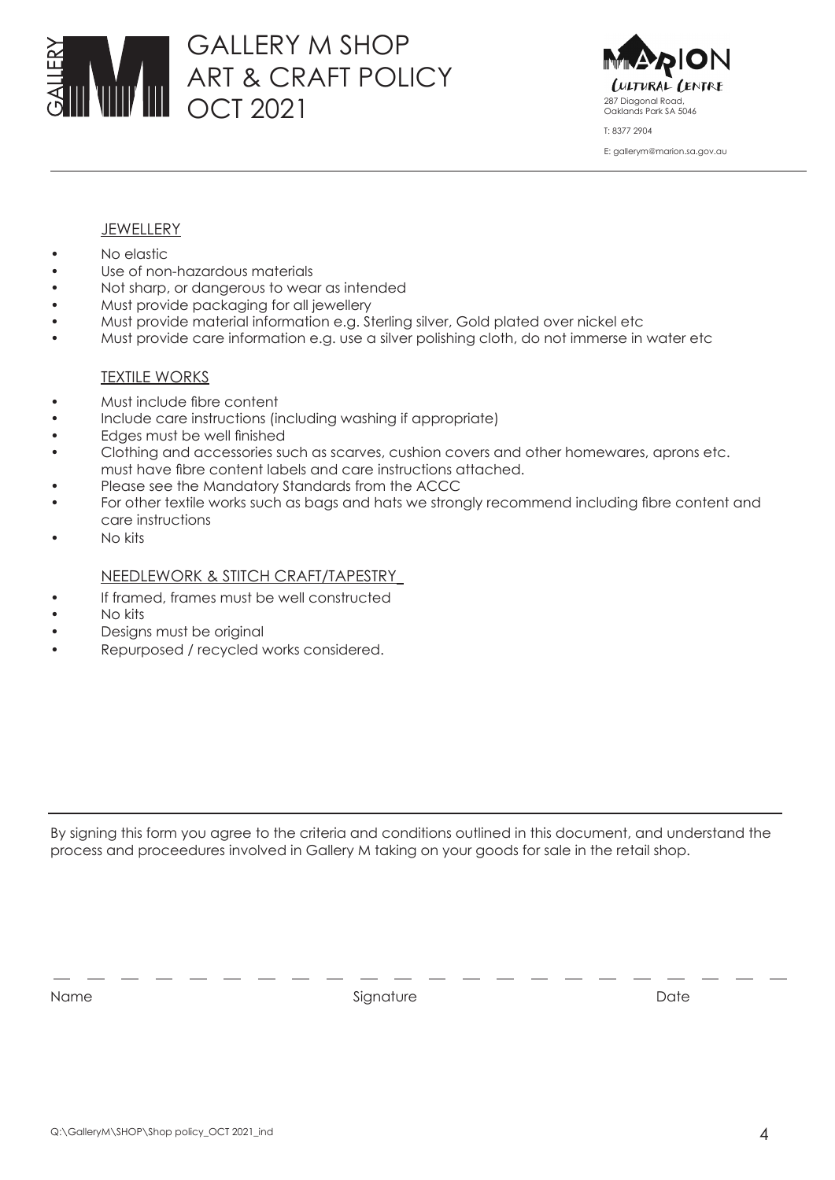# GALLERY M SHOP ART & CRAFT POLICY OCT 2021

287 Diagonal Road,
Oaklands Park SA 5046

T: 8377 2904

E: gallerym@marion.sa.gov.au

## JEWELLERY

- No elastic
- Use of non-hazardous materials
- Not sharp, or dangerous to wear as intended
- Must provide packaging for all jewellery
- Must provide material information e.g. Sterling silver, Gold plated over nickel etc
- Must provide care information e.g. use a silver polishing cloth, do not immerse in water etc

## TEXTILE WORKS

- Must include fibre content
- Include care instructions (including washing if appropriate)
- Edges must be well finished
- Clothing and accessories such as scarves, cushion covers and other homewares, aprons etc. must have fibre content labels and care instructions attached.
- Please see the Mandatory Standards from the ACCC
- For other textile works such as bags and hats we strongly recommend including fibre content and care instructions
- No kits

## NEEDLEWORK & STITCH CRAFT/TAPESTRY

- If framed, frames must be well constructed
- No kits
- Designs must be original
- Repurposed / recycled works considered.

---

By signing this form you agree to the criteria and conditions outlined in this document, and understand the process and proceedures involved in Gallery M taking on your goods for sale in the retail shop.

_ _ _ _ _ _ _ _ _ _ _ _ _ _ _ _ _ _ _ _ _ _ _

Name Signature Date

Q:\GalleryM\SHOP\Shop policy_OCT 2021_ind